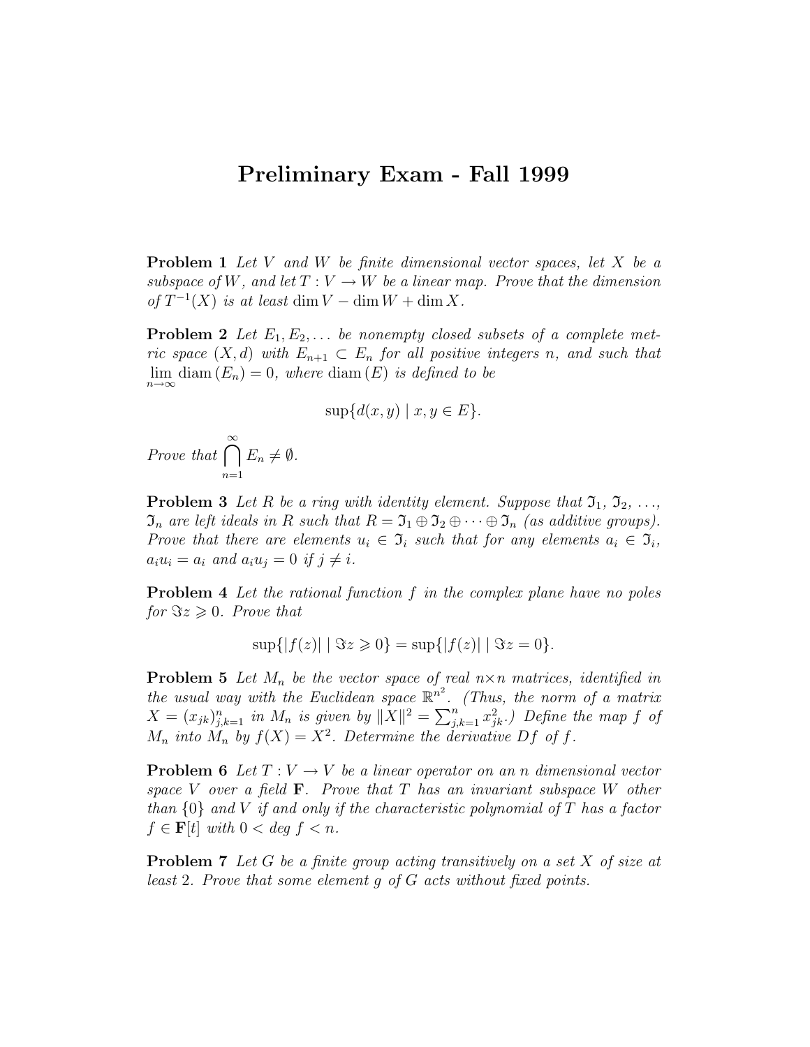# Preliminary Exam - Fall 1999

**Problem 1** *Let $V$ and $W$ be finite dimensional vector spaces, let $X$ be a subspace of $W$, and let $T : V \to W$ be a linear map. Prove that the dimension of $T^{-1}(X)$ is at least $\dim V - \dim W + \dim X$.*

**Problem 2** *Let $E_1, E_2, \ldots$ be nonempty closed subsets of a complete metric space $(X, d)$ with $E_{n+1} \subset E_n$ for all positive integers $n$, and such that $\lim_{n\to\infty} \operatorname{diam}(E_n) = 0$, where $\operatorname{diam}(E)$ is defined to be*

$$\sup\{d(x, y) \mid x, y \in E\}.$$

*Prove that $\bigcap_{n=1}^{\infty} E_n \neq \emptyset$.*

**Problem 3** *Let $R$ be a ring with identity element. Suppose that $\mathfrak{I}_1$, $\mathfrak{I}_2$, ..., $\mathfrak{I}_n$ are left ideals in $R$ such that $R = \mathfrak{I}_1 \oplus \mathfrak{I}_2 \oplus \cdots \oplus \mathfrak{I}_n$ (as additive groups). Prove that there are elements $u_i \in \mathfrak{I}_i$ such that for any elements $a_i \in \mathfrak{I}_i$, $a_i u_i = a_i$ and $a_i u_j = 0$ if $j \neq i$.*

**Problem 4** *Let the rational function $f$ in the complex plane have no poles for $\Im z \geqslant 0$. Prove that*

$$\sup\{|f(z)| \mid \Im z \geqslant 0\} = \sup\{|f(z)| \mid \Im z = 0\}.$$

**Problem 5** *Let $M_n$ be the vector space of real $n \times n$ matrices, identified in the usual way with the Euclidean space $\mathbb{R}^{n^2}$. (Thus, the norm of a matrix $X = (x_{jk})_{j,k=1}^{n}$ in $M_n$ is given by $\|X\|^2 = \sum_{j,k=1}^{n} x_{jk}^2$.) Define the map $f$ of $M_n$ into $M_n$ by $f(X) = X^2$. Determine the derivative $Df$ of $f$.*

**Problem 6** *Let $T : V \to V$ be a linear operator on an $n$ dimensional vector space $V$ over a field $\mathbf{F}$. Prove that $T$ has an invariant subspace $W$ other than $\{0\}$ and $V$ if and only if the characteristic polynomial of $T$ has a factor $f \in \mathbf{F}[t]$ with $0 < \deg f < n$.*

**Problem 7** *Let $G$ be a finite group acting transitively on a set $X$ of size at least 2. Prove that some element $g$ of $G$ acts without fixed points.*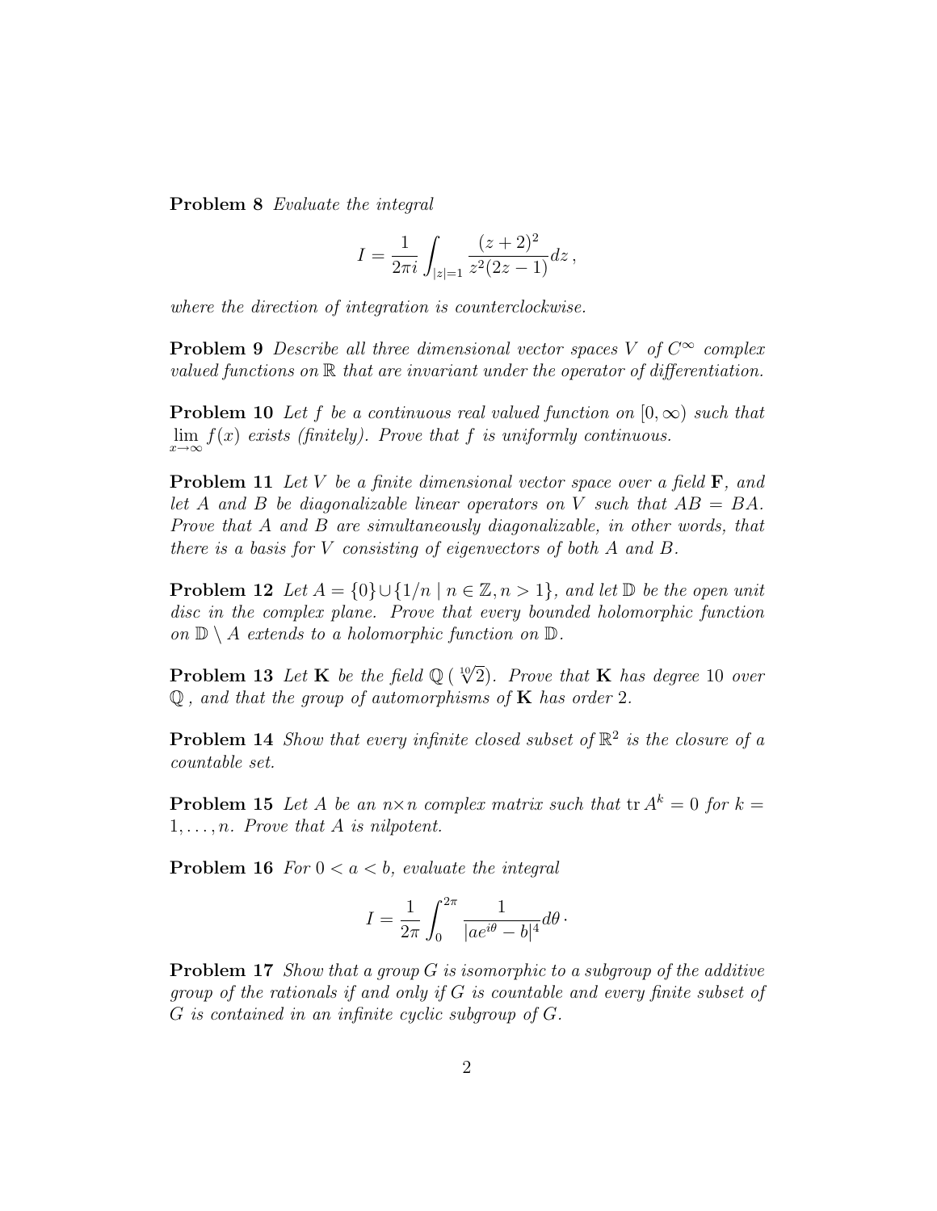**Problem 8** *Evaluate the integral*

$$I = \frac{1}{2\pi i} \int_{|z|=1} \frac{(z+2)^2}{z^2(2z-1)} dz\,,$$

*where the direction of integration is counterclockwise.*

**Problem 9** *Describe all three dimensional vector spaces $V$ of $C^\infty$ complex valued functions on $\mathbb{R}$ that are invariant under the operator of differentiation.*

**Problem 10** *Let $f$ be a continuous real valued function on $[0, \infty)$ such that $\lim\limits_{x\to\infty} f(x)$ exists (finitely). Prove that $f$ is uniformly continuous.*

**Problem 11** *Let $V$ be a finite dimensional vector space over a field $\mathbf{F}$, and let $A$ and $B$ be diagonalizable linear operators on $V$ such that $AB = BA$. Prove that $A$ and $B$ are simultaneously diagonalizable, in other words, that there is a basis for $V$ consisting of eigenvectors of both $A$ and $B$.*

**Problem 12** *Let $A = \{0\} \cup \{1/n \mid n \in \mathbb{Z}, n > 1\}$, and let $\mathbb{D}$ be the open unit disc in the complex plane. Prove that every bounded holomorphic function on $\mathbb{D} \setminus A$ extends to a holomorphic function on $\mathbb{D}$.*

**Problem 13** *Let $\mathbf{K}$ be the field $\mathbb{Q}\,(\sqrt[10]{2})$. Prove that $\mathbf{K}$ has degree 10 over $\mathbb{Q}$, and that the group of automorphisms of $\mathbf{K}$ has order 2.*

**Problem 14** *Show that every infinite closed subset of $\mathbb{R}^2$ is the closure of a countable set.*

**Problem 15** *Let $A$ be an $n \times n$ complex matrix such that $\operatorname{tr} A^k = 0$ for $k = 1, \ldots, n$. Prove that $A$ is nilpotent.*

**Problem 16** *For $0 < a < b$, evaluate the integral*

$$I = \frac{1}{2\pi} \int_0^{2\pi} \frac{1}{|ae^{i\theta} - b|^4} d\theta \cdot$$

**Problem 17** *Show that a group $G$ is isomorphic to a subgroup of the additive group of the rationals if and only if $G$ is countable and every finite subset of $G$ is contained in an infinite cyclic subgroup of $G$.*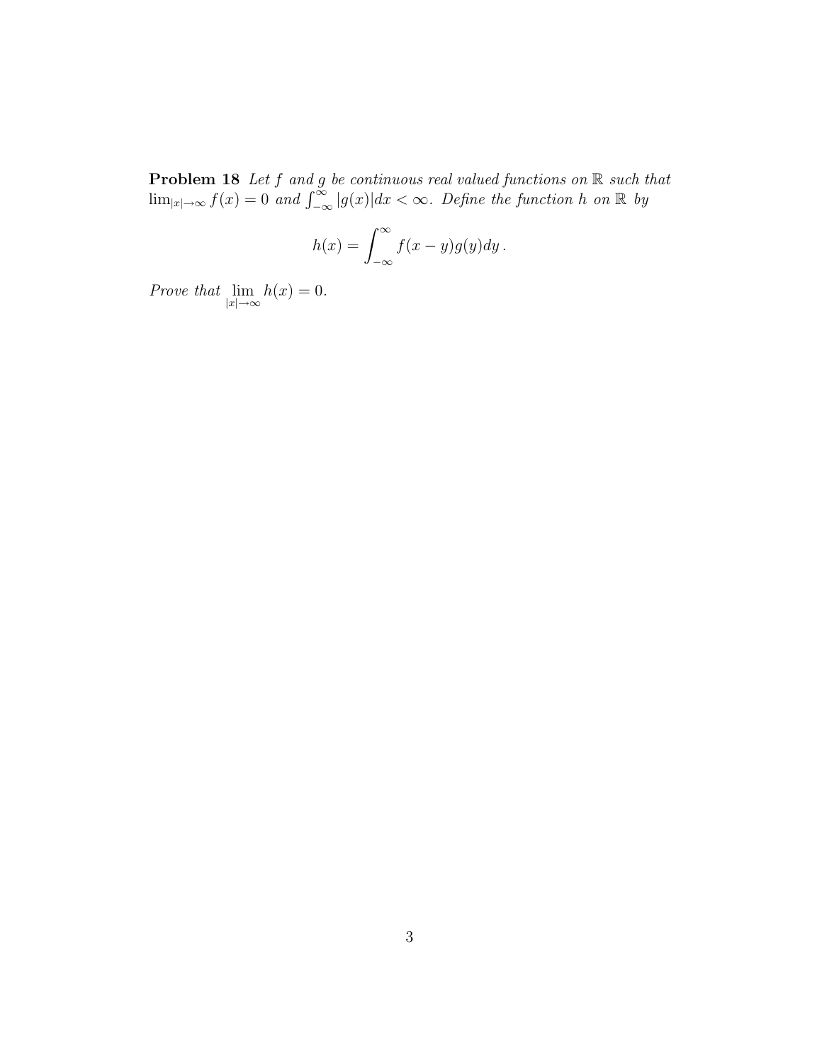**Problem 18** *Let $f$ and $g$ be continuous real valued functions on $\mathbb{R}$ such that $\lim_{|x|\to\infty} f(x) = 0$ and $\int_{-\infty}^{\infty} |g(x)|dx < \infty$. Define the function $h$ on $\mathbb{R}$ by*

$$h(x) = \int_{-\infty}^{\infty} f(x-y)g(y)dy\,.$$

*Prove that* $\lim\limits_{|x|\to\infty} h(x) = 0$.